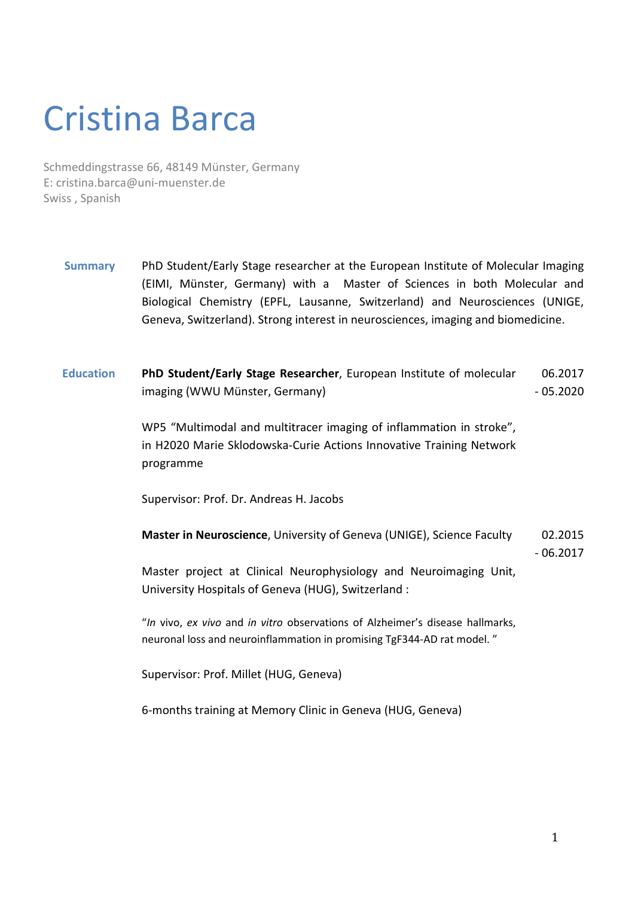# Cristina Barca

Schmeddingstrasse 66, 48149 Münster, Germany
E: cristina.barca@uni-muenster.de
Swiss , Spanish

## Summary

PhD Student/Early Stage researcher at the European Institute of Molecular Imaging (EIMI, Münster, Germany) with a Master of Sciences in both Molecular and Biological Chemistry (EPFL, Lausanne, Switzerland) and Neurosciences (UNIGE, Geneva, Switzerland). Strong interest in neurosciences, imaging and biomedicine.

## Education

**PhD Student/Early Stage Researcher**, European Institute of molecular imaging (WWU Münster, Germany) — 06.2017 - 05.2020

WP5 "Multimodal and multitracer imaging of inflammation in stroke", in H2020 Marie Sklodowska-Curie Actions Innovative Training Network programme

Supervisor: Prof. Dr. Andreas H. Jacobs

**Master in Neuroscience**, University of Geneva (UNIGE), Science Faculty — 02.2015 - 06.2017

Master project at Clinical Neurophysiology and Neuroimaging Unit, University Hospitals of Geneva (HUG), Switzerland :

"*In* vivo, *ex vivo* and *in vitro* observations of Alzheimer's disease hallmarks, neuronal loss and neuroinflammation in promising TgF344-AD rat model. "

Supervisor: Prof. Millet (HUG, Geneva)

6-months training at Memory Clinic in Geneva (HUG, Geneva)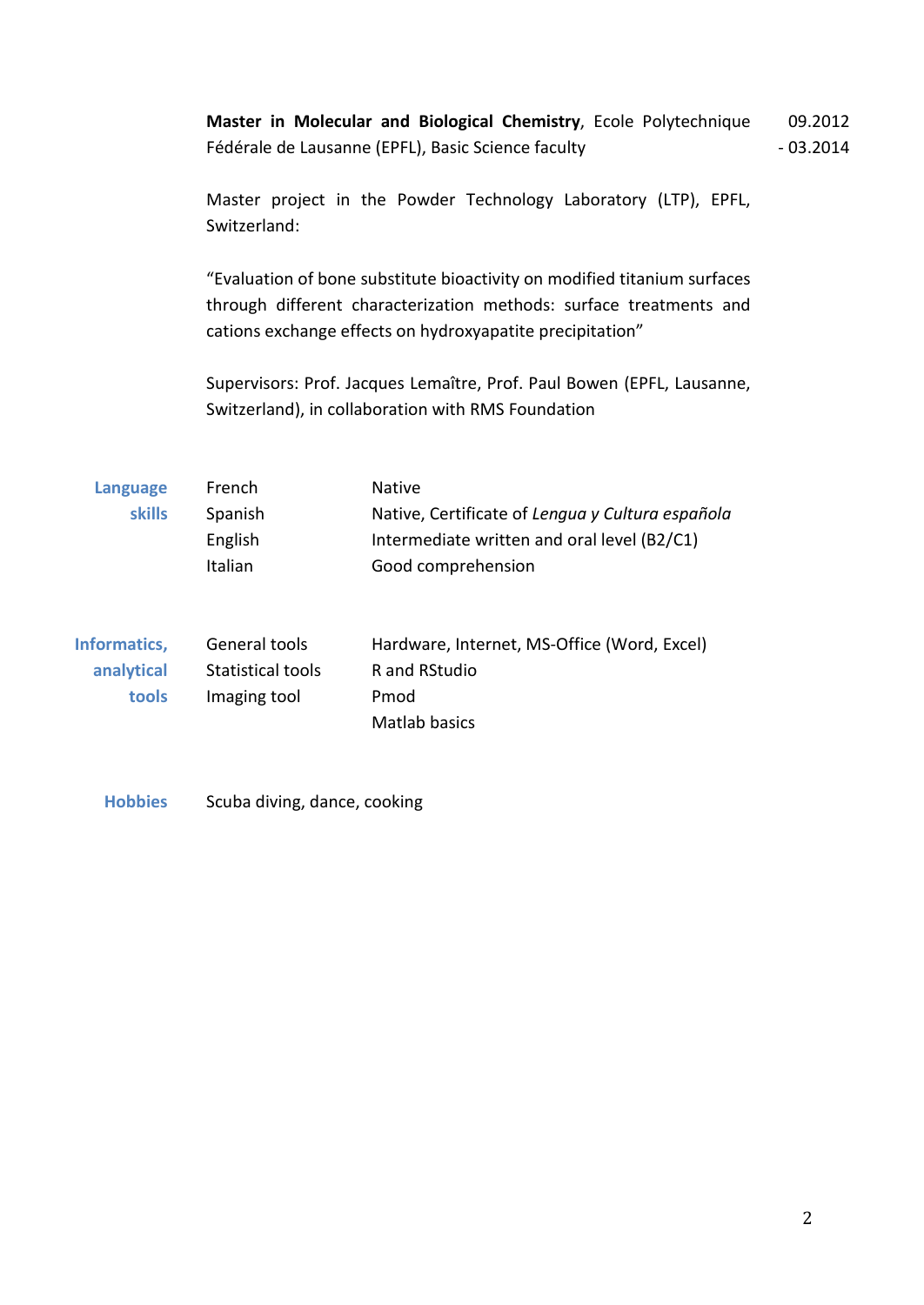**Master in Molecular and Biological Chemistry**, Ecole Polytechnique Fédérale de Lausanne (EPFL), Basic Science faculty — 09.2012 - 03.2014

Master project in the Powder Technology Laboratory (LTP), EPFL, Switzerland:

"Evaluation of bone substitute bioactivity on modified titanium surfaces through different characterization methods: surface treatments and cations exchange effects on hydroxyapatite precipitation"

Supervisors: Prof. Jacques Lemaître, Prof. Paul Bowen (EPFL, Lausanne, Switzerland), in collaboration with RMS Foundation

## Language skills

| | |
|---|---|
| French | Native |
| Spanish | Native, Certificate of *Lengua y Cultura española* |
| English | Intermediate written and oral level (B2/C1) |
| Italian | Good comprehension |

## Informatics, analytical tools

| | |
|---|---|
| General tools | Hardware, Internet, MS-Office (Word, Excel) |
| Statistical tools | R and RStudio |
| Imaging tool | Pmod |
| | Matlab basics |

## Hobbies

Scuba diving, dance, cooking